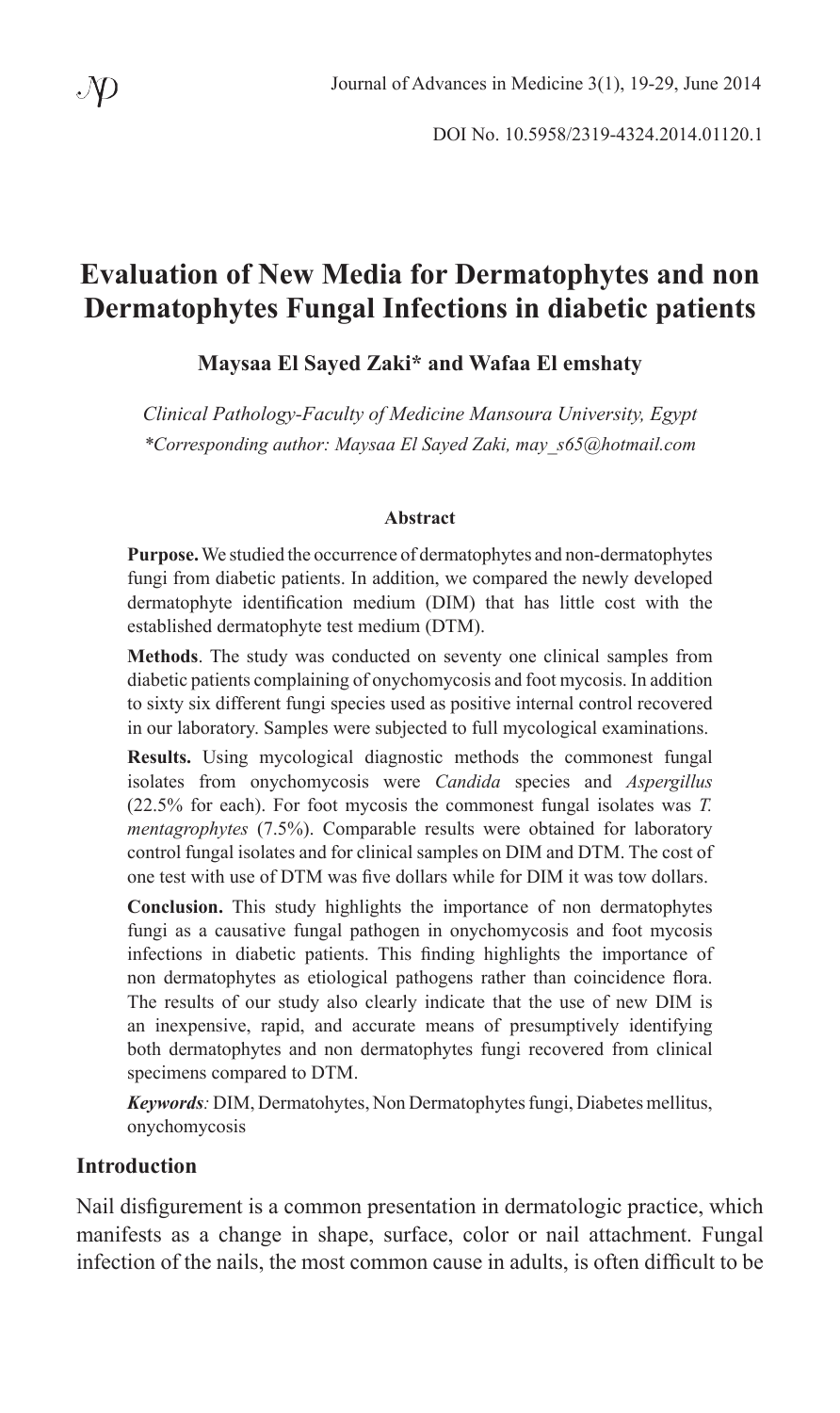DOI No. 10.5958/2319-4324.2014.01120.1

# Evaluation of New Media for Dermatophytes and non Dermatophytes Fungal Infections in diabetic patients

**Maysaa El Sayed Zaki* and Wafaa El emshaty**

*Clinical Pathology-Faculty of Medicine Mansoura University, Egypt*
*\*Corresponding author: Maysaa El Sayed Zaki, may_s65@hotmail.com*

### Abstract

**Purpose.** We studied the occurrence of dermatophytes and non-dermatophytes fungi from diabetic patients. In addition, we compared the newly developed dermatophyte identification medium (DIM) that has little cost with the established dermatophyte test medium (DTM).

**Methods**. The study was conducted on seventy one clinical samples from diabetic patients complaining of onychomycosis and foot mycosis. In addition to sixty six different fungi species used as positive internal control recovered in our laboratory. Samples were subjected to full mycological examinations.

**Results.** Using mycological diagnostic methods the commonest fungal isolates from onychomycosis were *Candida* species and *Aspergillus* (22.5% for each). For foot mycosis the commonest fungal isolates was *T. mentagrophytes* (7.5%). Comparable results were obtained for laboratory control fungal isolates and for clinical samples on DIM and DTM. The cost of one test with use of DTM was five dollars while for DIM it was tow dollars.

**Conclusion.** This study highlights the importance of non dermatophytes fungi as a causative fungal pathogen in onychomycosis and foot mycosis infections in diabetic patients. This finding highlights the importance of non dermatophytes as etiological pathogens rather than coincidence flora. The results of our study also clearly indicate that the use of new DIM is an inexpensive, rapid, and accurate means of presumptively identifying both dermatophytes and non dermatophytes fungi recovered from clinical specimens compared to DTM.

***Keywords**:* DIM, Dermatohytes, Non Dermatophytes fungi, Diabetes mellitus, onychomycosis

## Introduction

Nail disfigurement is a common presentation in dermatologic practice, which manifests as a change in shape, surface, color or nail attachment. Fungal infection of the nails, the most common cause in adults, is often difficult to be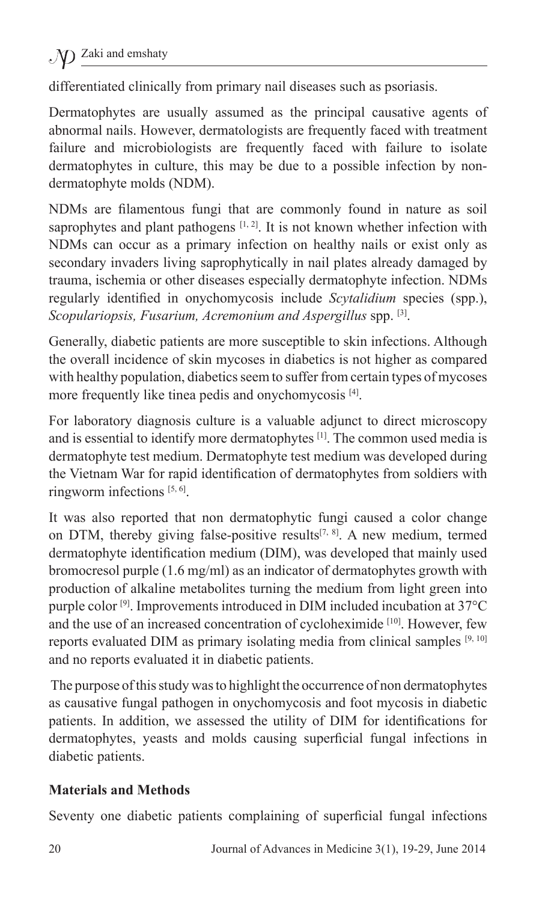differentiated clinically from primary nail diseases such as psoriasis.

Dermatophytes are usually assumed as the principal causative agents of abnormal nails. However, dermatologists are frequently faced with treatment failure and microbiologists are frequently faced with failure to isolate dermatophytes in culture, this may be due to a possible infection by non-dermatophyte molds (NDM).

NDMs are filamentous fungi that are commonly found in nature as soil saprophytes and plant pathogens [1, 2]. It is not known whether infection with NDMs can occur as a primary infection on healthy nails or exist only as secondary invaders living saprophytically in nail plates already damaged by trauma, ischemia or other diseases especially dermatophyte infection. NDMs regularly identified in onychomycosis include *Scytalidium* species (spp.), *Scopulariopsis, Fusarium, Acremonium and Aspergillus* spp. [3].

Generally, diabetic patients are more susceptible to skin infections. Although the overall incidence of skin mycoses in diabetics is not higher as compared with healthy population, diabetics seem to suffer from certain types of mycoses more frequently like tinea pedis and onychomycosis [4].

For laboratory diagnosis culture is a valuable adjunct to direct microscopy and is essential to identify more dermatophytes [1]. The common used media is dermatophyte test medium. Dermatophyte test medium was developed during the Vietnam War for rapid identification of dermatophytes from soldiers with ringworm infections [5, 6].

It was also reported that non dermatophytic fungi caused a color change on DTM, thereby giving false-positive results[7, 8]. A new medium, termed dermatophyte identification medium (DIM), was developed that mainly used bromocresol purple (1.6 mg/ml) as an indicator of dermatophytes growth with production of alkaline metabolites turning the medium from light green into purple color [9]. Improvements introduced in DIM included incubation at 37°C and the use of an increased concentration of cycloheximide [10]. However, few reports evaluated DIM as primary isolating media from clinical samples [9, 10] and no reports evaluated it in diabetic patients.

The purpose of this study was to highlight the occurrence of non dermatophytes as causative fungal pathogen in onychomycosis and foot mycosis in diabetic patients. In addition, we assessed the utility of DIM for identifications for dermatophytes, yeasts and molds causing superficial fungal infections in diabetic patients.

## Materials and Methods

Seventy one diabetic patients complaining of superficial fungal infections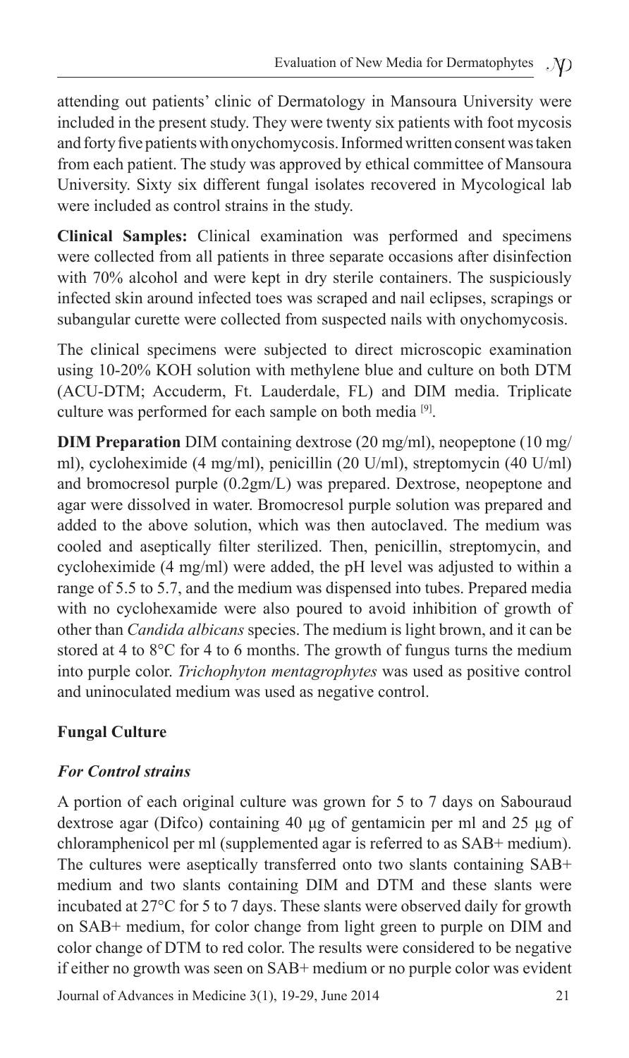attending out patients' clinic of Dermatology in Mansoura University were included in the present study. They were twenty six patients with foot mycosis and forty five patients with onychomycosis. Informed written consent was taken from each patient. The study was approved by ethical committee of Mansoura University. Sixty six different fungal isolates recovered in Mycological lab were included as control strains in the study.

**Clinical Samples:** Clinical examination was performed and specimens were collected from all patients in three separate occasions after disinfection with 70% alcohol and were kept in dry sterile containers. The suspiciously infected skin around infected toes was scraped and nail eclipses, scrapings or subangular curette were collected from suspected nails with onychomycosis.

The clinical specimens were subjected to direct microscopic examination using 10-20% KOH solution with methylene blue and culture on both DTM (ACU-DTM; Accuderm, Ft. Lauderdale, FL) and DIM media. Triplicate culture was performed for each sample on both media [9].

**DIM Preparation** DIM containing dextrose (20 mg/ml), neopeptone (10 mg/ml), cycloheximide (4 mg/ml), penicillin (20 U/ml), streptomycin (40 U/ml) and bromocresol purple (0.2gm/L) was prepared. Dextrose, neopeptone and agar were dissolved in water. Bromocresol purple solution was prepared and added to the above solution, which was then autoclaved. The medium was cooled and aseptically filter sterilized. Then, penicillin, streptomycin, and cycloheximide (4 mg/ml) were added, the pH level was adjusted to within a range of 5.5 to 5.7, and the medium was dispensed into tubes. Prepared media with no cyclohexamide were also poured to avoid inhibition of growth of other than *Candida albicans* species. The medium is light brown, and it can be stored at 4 to 8°C for 4 to 6 months. The growth of fungus turns the medium into purple color. *Trichophyton mentagrophytes* was used as positive control and uninoculated medium was used as negative control.

## Fungal Culture

### *For Control strains*

A portion of each original culture was grown for 5 to 7 days on Sabouraud dextrose agar (Difco) containing 40 µg of gentamicin per ml and 25 µg of chloramphenicol per ml (supplemented agar is referred to as SAB+ medium). The cultures were aseptically transferred onto two slants containing SAB+ medium and two slants containing DIM and DTM and these slants were incubated at 27°C for 5 to 7 days. These slants were observed daily for growth on SAB+ medium, for color change from light green to purple on DIM and color change of DTM to red color. The results were considered to be negative if either no growth was seen on SAB+ medium or no purple color was evident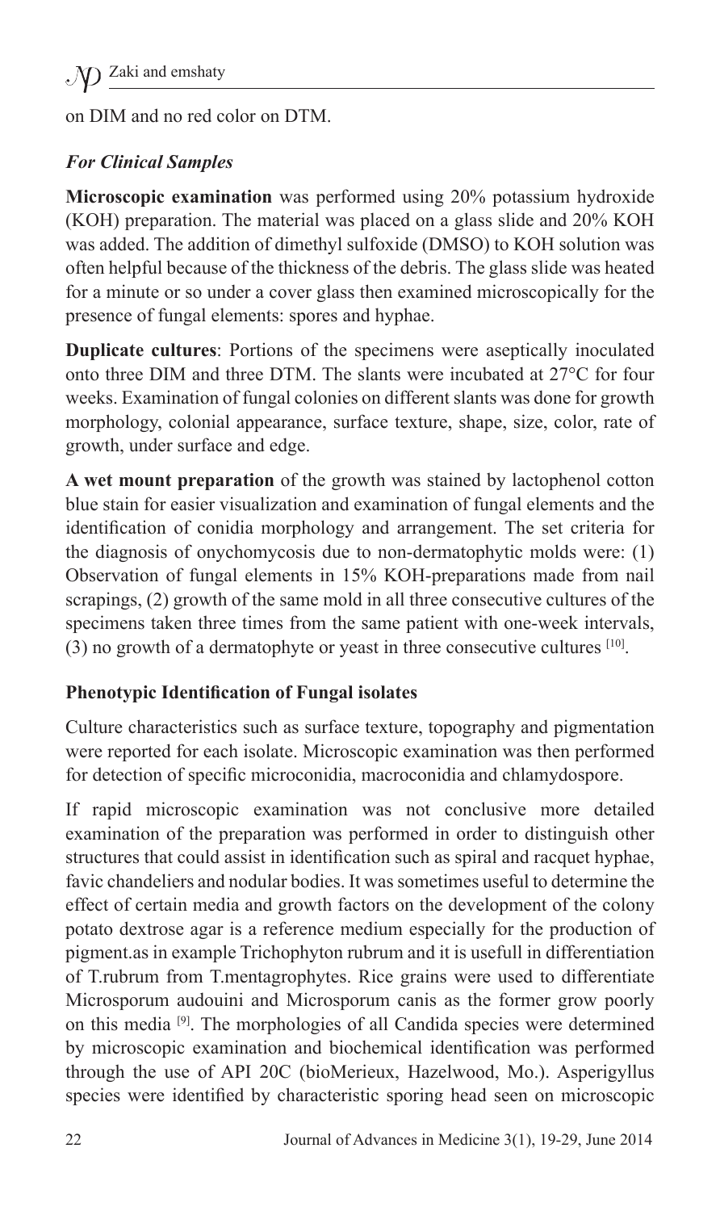on DIM and no red color on DTM.

### *For Clinical Samples*

**Microscopic examination** was performed using 20% potassium hydroxide (KOH) preparation. The material was placed on a glass slide and 20% KOH was added. The addition of dimethyl sulfoxide (DMSO) to KOH solution was often helpful because of the thickness of the debris. The glass slide was heated for a minute or so under a cover glass then examined microscopically for the presence of fungal elements: spores and hyphae.

**Duplicate cultures**: Portions of the specimens were aseptically inoculated onto three DIM and three DTM. The slants were incubated at 27°C for four weeks. Examination of fungal colonies on different slants was done for growth morphology, colonial appearance, surface texture, shape, size, color, rate of growth, under surface and edge.

**A wet mount preparation** of the growth was stained by lactophenol cotton blue stain for easier visualization and examination of fungal elements and the identification of conidia morphology and arrangement. The set criteria for the diagnosis of onychomycosis due to non-dermatophytic molds were: (1) Observation of fungal elements in 15% KOH-preparations made from nail scrapings, (2) growth of the same mold in all three consecutive cultures of the specimens taken three times from the same patient with one-week intervals, (3) no growth of a dermatophyte or yeast in three consecutive cultures [10].

### Phenotypic Identification of Fungal isolates

Culture characteristics such as surface texture, topography and pigmentation were reported for each isolate. Microscopic examination was then performed for detection of specific microconidia, macroconidia and chlamydospore.

If rapid microscopic examination was not conclusive more detailed examination of the preparation was performed in order to distinguish other structures that could assist in identification such as spiral and racquet hyphae, favic chandeliers and nodular bodies. It was sometimes useful to determine the effect of certain media and growth factors on the development of the colony potato dextrose agar is a reference medium especially for the production of pigment.as in example Trichophyton rubrum and it is usefull in differentiation of T.rubrum from T.mentagrophytes. Rice grains were used to differentiate Microsporum audouini and Microsporum canis as the former grow poorly on this media [9]. The morphologies of all Candida species were determined by microscopic examination and biochemical identification was performed through the use of API 20C (bioMerieux, Hazelwood, Mo.). Asperigyllus species were identified by characteristic sporing head seen on microscopic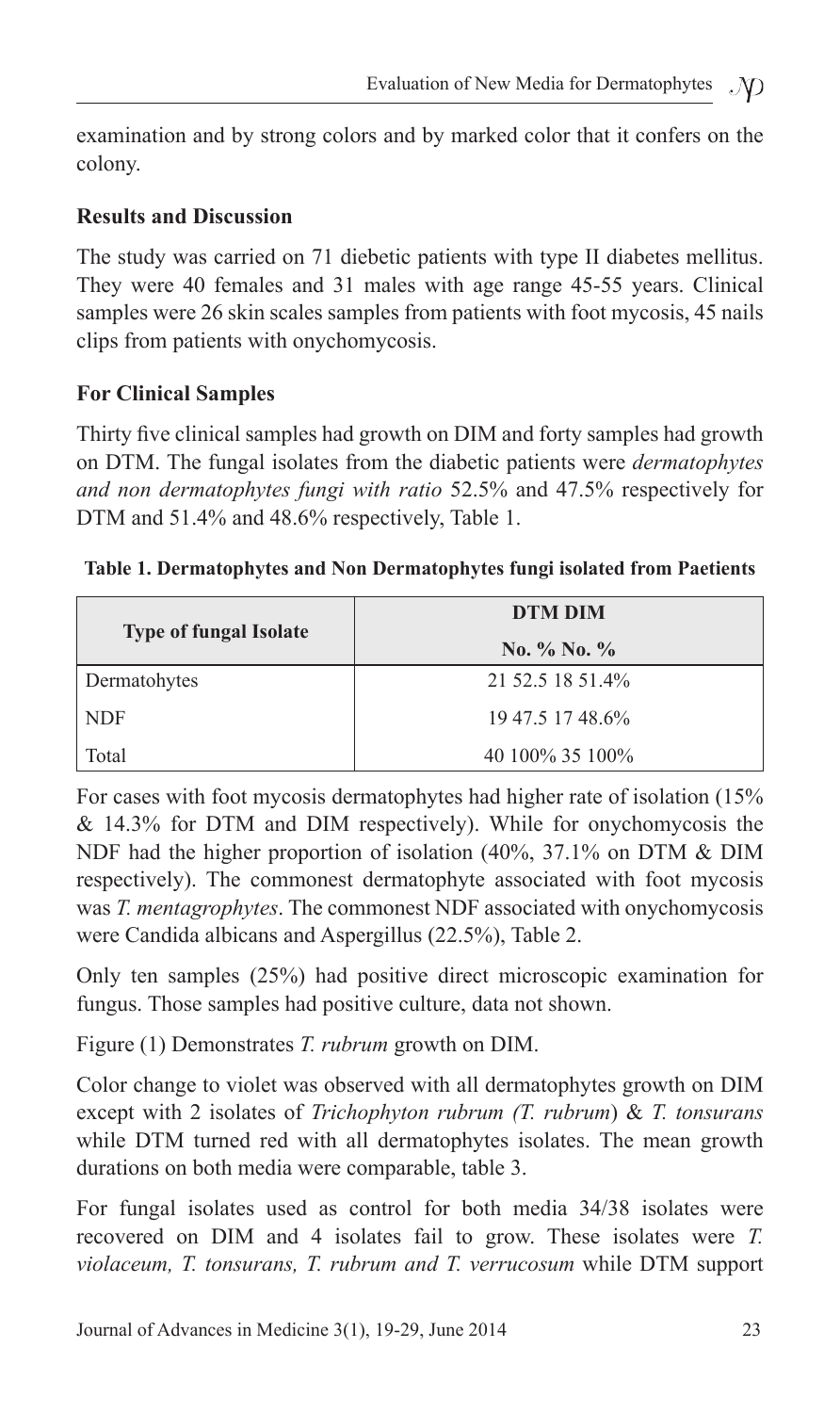examination and by strong colors and by marked color that it confers on the colony.

## Results and Discussion

The study was carried on 71 diebetic patients with type II diabetes mellitus. They were 40 females and 31 males with age range 45-55 years. Clinical samples were 26 skin scales samples from patients with foot mycosis, 45 nails clips from patients with onychomycosis.

### For Clinical Samples

Thirty five clinical samples had growth on DIM and forty samples had growth on DTM. The fungal isolates from the diabetic patients were *dermatophytes and non dermatophytes fungi with ratio* 52.5% and 47.5% respectively for DTM and 51.4% and 48.6% respectively, Table 1.

**Table 1. Dermatophytes and Non Dermatophytes fungi isolated from Paetients**

| Type of fungal Isolate | DTM | | DIM | |
|---|---|---|---|---|
| | No. | % | No. | % |
| Dermatohytes | 21 | 52.5 | 18 | 51.4% |
| NDF | 19 | 47.5 | 17 | 48.6% |
| Total | 40 | 100% | 35 | 100% |

For cases with foot mycosis dermatophytes had higher rate of isolation (15% & 14.3% for DTM and DIM respectively). While for onychomycosis the NDF had the higher proportion of isolation (40%, 37.1% on DTM & DIM respectively). The commonest dermatophyte associated with foot mycosis was *T. mentagrophytes*. The commonest NDF associated with onychomycosis were Candida albicans and Aspergillus (22.5%), Table 2.

Only ten samples (25%) had positive direct microscopic examination for fungus. Those samples had positive culture, data not shown.

Figure (1) Demonstrates *T. rubrum* growth on DIM.

Color change to violet was observed with all dermatophytes growth on DIM except with 2 isolates of *Trichophyton rubrum (T. rubrum*) & *T. tonsurans* while DTM turned red with all dermatophytes isolates. The mean growth durations on both media were comparable, table 3.

For fungal isolates used as control for both media 34/38 isolates were recovered on DIM and 4 isolates fail to grow. These isolates were *T. violaceum, T. tonsurans, T. rubrum and T. verrucosum* while DTM support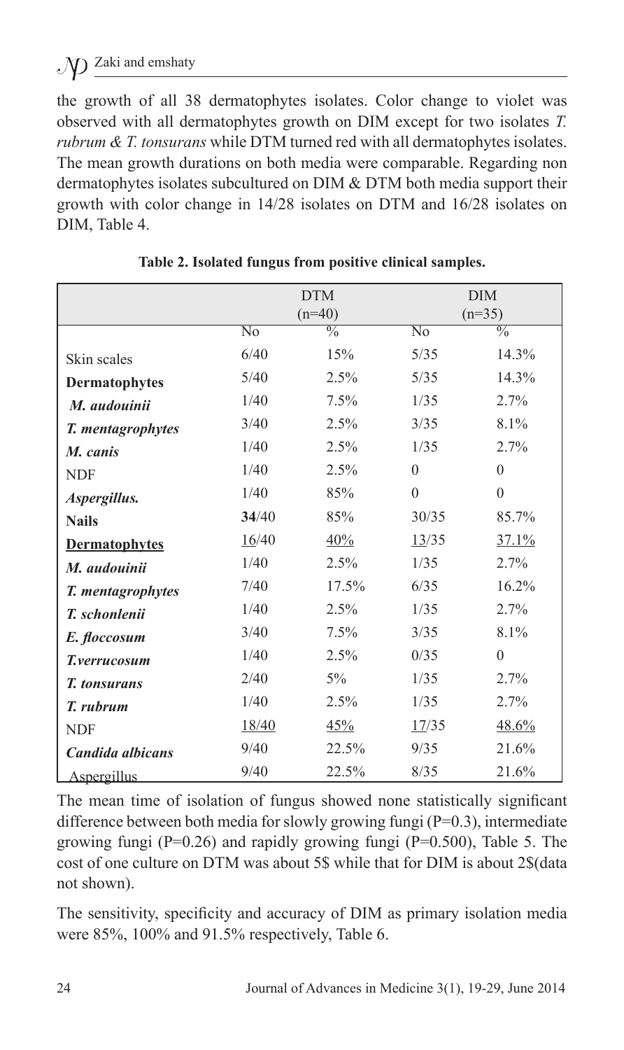the growth of all 38 dermatophytes isolates. Color change to violet was observed with all dermatophytes growth on DIM except for two isolates *T. rubrum & T. tonsurans* while DTM turned red with all dermatophytes isolates. The mean growth durations on both media were comparable. Regarding non dermatophytes isolates subcultured on DIM & DTM both media support their growth with color change in 14/28 isolates on DTM and 16/28 isolates on DIM, Table 4.

**Table 2. Isolated fungus from positive clinical samples.**

| | DTM (n=40) | | DIM (n=35) | |
|---|---|---|---|---|
| | No | % | No | % |
| Skin scales | 6/40 | 15% | 5/35 | 14.3% |
| **Dermatophytes** | 5/40 | 2.5% | 5/35 | 14.3% |
| ***M. audouinii*** | 1/40 | 7.5% | 1/35 | 2.7% |
| ***T. mentagrophytes*** | 3/40 | 2.5% | 3/35 | 8.1% |
| ***M. canis*** | 1/40 | 2.5% | 1/35 | 2.7% |
| NDF | 1/40 | 2.5% | 0 | 0 |
| ***Aspergillus.*** | 1/40 | 85% | 0 | 0 |
| **Nails** | **34**/40 | 85% | 30/35 | 85.7% |
| **Dermatophytes** | 16/40 | 40% | 13/35 | 37.1% |
| ***M. audouinii*** | 1/40 | 2.5% | 1/35 | 2.7% |
| ***T. mentagrophytes*** | 7/40 | 17.5% | 6/35 | 16.2% |
| ***T. schonlenii*** | 1/40 | 2.5% | 1/35 | 2.7% |
| ***E. floccosum*** | 3/40 | 7.5% | 3/35 | 8.1% |
| ***T.verrucosum*** | 1/40 | 2.5% | 0/35 | 0 |
| ***T. tonsurans*** | 2/40 | 5% | 1/35 | 2.7% |
| ***T. rubrum*** | 1/40 | 2.5% | 1/35 | 2.7% |
| NDF | 18/40 | 45% | 17/35 | 48.6% |
| ***Candida albicans*** | 9/40 | 22.5% | 9/35 | 21.6% |
| Aspergillus | 9/40 | 22.5% | 8/35 | 21.6% |

The mean time of isolation of fungus showed none statistically significant difference between both media for slowly growing fungi (P=0.3), intermediate growing fungi (P=0.26) and rapidly growing fungi (P=0.500), Table 5. The cost of one culture on DTM was about 5$ while that for DIM is about 2$(data not shown).

The sensitivity, specificity and accuracy of DIM as primary isolation media were 85%, 100% and 91.5% respectively, Table 6.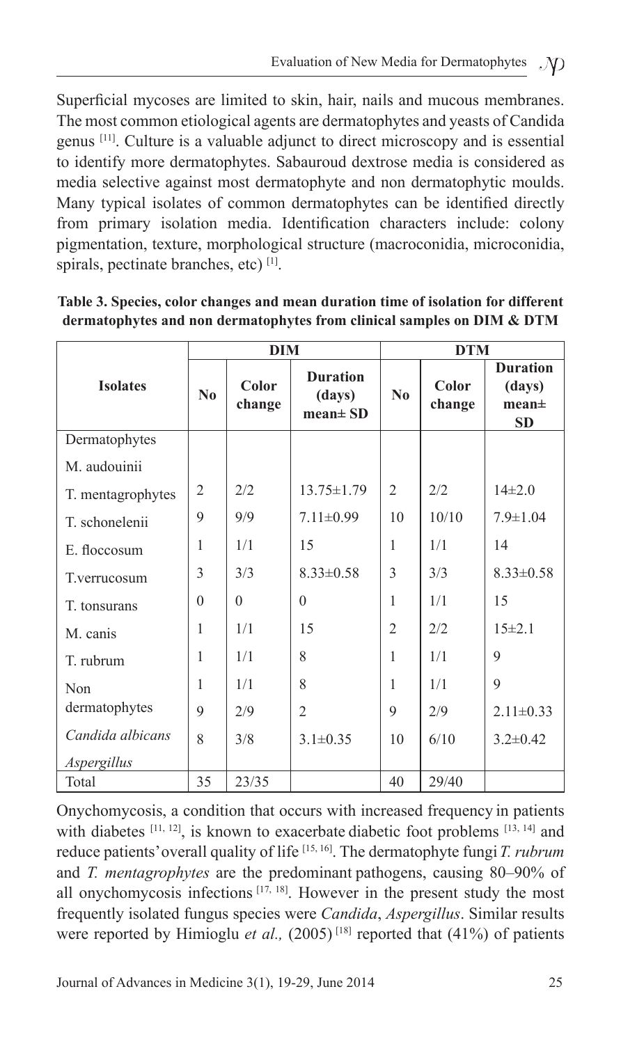Superficial mycoses are limited to skin, hair, nails and mucous membranes. The most common etiological agents are dermatophytes and yeasts of Candida genus [11]. Culture is a valuable adjunct to direct microscopy and is essential to identify more dermatophytes. Sabauroud dextrose media is considered as media selective against most dermatophyte and non dermatophytic moulds. Many typical isolates of common dermatophytes can be identified directly from primary isolation media. Identification characters include: colony pigmentation, texture, morphological structure (macroconidia, microconidia, spirals, pectinate branches, etc) [1].

**Table 3. Species, color changes and mean duration time of isolation for different dermatophytes and non dermatophytes from clinical samples on DIM & DTM**

| Isolates | DIM | | | DTM | | |
|---|---|---|---|---|---|---|
| | **No** | **Color change** | **Duration (days) mean± SD** | **No** | **Color change** | **Duration (days) mean± SD** |
| Dermatophytes | | | | | | |
| M. audouinii | | | | | | |
| T. mentagrophytes | 2 | 2/2 | 13.75±1.79 | 2 | 2/2 | 14±2.0 |
| T. schonelenii | 9 | 9/9 | 7.11±0.99 | 10 | 10/10 | 7.9±1.04 |
| E. floccosum | 1 | 1/1 | 15 | 1 | 1/1 | 14 |
| T.verrucosum | 3 | 3/3 | 8.33±0.58 | 3 | 3/3 | 8.33±0.58 |
| T. tonsurans | 0 | 0 | 0 | 1 | 1/1 | 15 |
| M. canis | 1 | 1/1 | 15 | 2 | 2/2 | 15±2.1 |
| T. rubrum | 1 | 1/1 | 8 | 1 | 1/1 | 9 |
| Non | 1 | 1/1 | 8 | 1 | 1/1 | 9 |
| dermatophytes | 9 | 2/9 | 2 | 9 | 2/9 | 2.11±0.33 |
| *Candida albicans* | 8 | 3/8 | 3.1±0.35 | 10 | 6/10 | 3.2±0.42 |
| *Aspergillus* | | | | | | |
| Total | 35 | 23/35 | | 40 | 29/40 | |

Onychomycosis, a condition that occurs with increased frequency in patients with diabetes [11, 12], is known to exacerbate diabetic foot problems [13, 14] and reduce patients' overall quality of life [15, 16]. The dermatophyte fungi *T. rubrum* and *T. mentagrophytes* are the predominant pathogens, causing 80–90% of all onychomycosis infections [17, 18]. However in the present study the most frequently isolated fungus species were *Candida*, *Aspergillus*. Similar results were reported by Himioglu *et al.,* (2005) [18] reported that (41%) of patients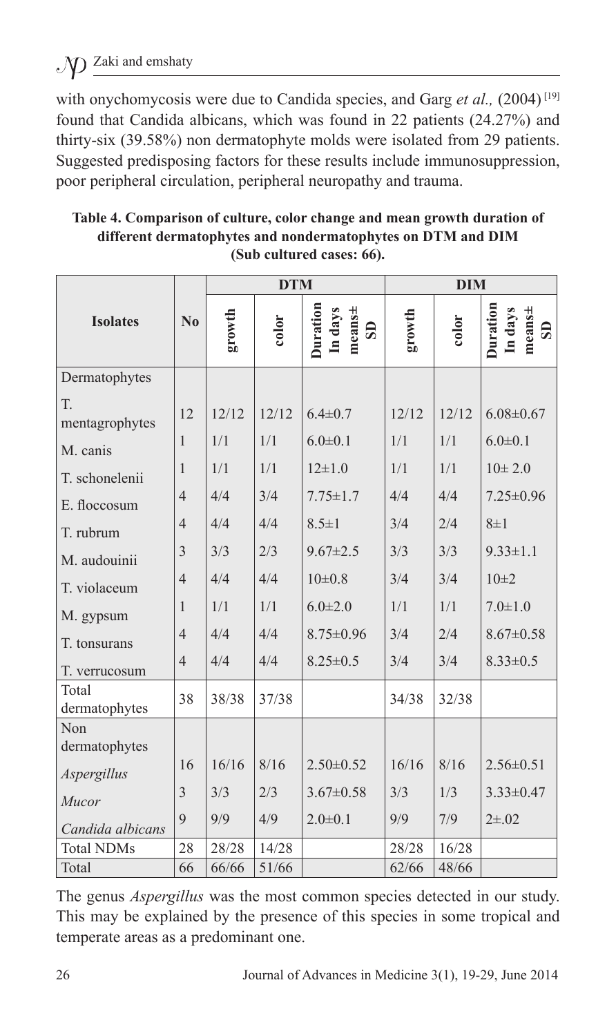with onychomycosis were due to Candida species, and Garg *et al.,* (2004) [19] found that Candida albicans, which was found in 22 patients (24.27%) and thirty-six (39.58%) non dermatophyte molds were isolated from 29 patients. Suggested predisposing factors for these results include immunosuppression, poor peripheral circulation, peripheral neuropathy and trauma.

**Table 4. Comparison of culture, color change and mean growth duration of different dermatophytes and nondermatophytes on DTM and DIM (Sub cultured cases: 66).**

| Isolates | No | DTM | | | DIM | | |
|---|---|---|---|---|---|---|---|
| | | growth | color | Duration In days means± SD | growth | color | Duration In days means± SD |
| Dermatophytes | | | | | | | |
| T. mentagrophytes | 12 | 12/12 | 12/12 | 6.4±0.7 | 12/12 | 12/12 | 6.08±0.67 |
| M. canis | 1 | 1/1 | 1/1 | 6.0±0.1 | 1/1 | 1/1 | 6.0±0.1 |
| T. schonelenii | 1 | 1/1 | 1/1 | 12±1.0 | 1/1 | 1/1 | 10± 2.0 |
| E. floccosum | 4 | 4/4 | 3/4 | 7.75±1.7 | 4/4 | 4/4 | 7.25±0.96 |
| T. rubrum | 4 | 4/4 | 4/4 | 8.5±1 | 3/4 | 2/4 | 8±1 |
| M. audouinii | 3 | 3/3 | 2/3 | 9.67±2.5 | 3/3 | 3/3 | 9.33±1.1 |
| T. violaceum | 4 | 4/4 | 4/4 | 10±0.8 | 3/4 | 3/4 | 10±2 |
| M. gypsum | 1 | 1/1 | 1/1 | 6.0±2.0 | 1/1 | 1/1 | 7.0±1.0 |
| T. tonsurans | 4 | 4/4 | 4/4 | 8.75±0.96 | 3/4 | 2/4 | 8.67±0.58 |
| T. verrucosum | 4 | 4/4 | 4/4 | 8.25±0.5 | 3/4 | 3/4 | 8.33±0.5 |
| Total dermatophytes | 38 | 38/38 | 37/38 | | 34/38 | 32/38 | |
| Non dermatophytes | | | | | | | |
| *Aspergillus* | 16 | 16/16 | 8/16 | 2.50±0.52 | 16/16 | 8/16 | 2.56±0.51 |
| *Mucor* | 3 | 3/3 | 2/3 | 3.67±0.58 | 3/3 | 1/3 | 3.33±0.47 |
| *Candida albicans* | 9 | 9/9 | 4/9 | 2.0±0.1 | 9/9 | 7/9 | 2±.02 |
| Total NDMs | 28 | 28/28 | 14/28 | | 28/28 | 16/28 | |
| Total | 66 | 66/66 | 51/66 | | 62/66 | 48/66 | |

The genus *Aspergillus* was the most common species detected in our study. This may be explained by the presence of this species in some tropical and temperate areas as a predominant one.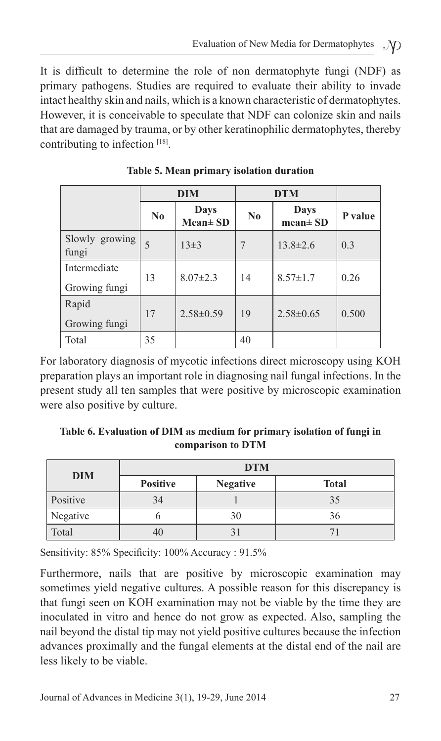It is difficult to determine the role of non dermatophyte fungi (NDF) as primary pathogens. Studies are required to evaluate their ability to invade intact healthy skin and nails, which is a known characteristic of dermatophytes. However, it is conceivable to speculate that NDF can colonize skin and nails that are damaged by trauma, or by other keratinophilic dermatophytes, thereby contributing to infection [18].

**Table 5. Mean primary isolation duration**

| | DIM | | DTM | | |
|---|---|---|---|---|---|
| | No | Days Mean± SD | No | Days mean± SD | P value |
| Slowly growing fungi | 5 | 13±3 | 7 | 13.8±2.6 | 0.3 |
| Intermediate Growing fungi | 13 | 8.07±2.3 | 14 | 8.57±1.7 | 0.26 |
| Rapid Growing fungi | 17 | 2.58±0.59 | 19 | 2.58±0.65 | 0.500 |
| Total | 35 | | 40 | | |

For laboratory diagnosis of mycotic infections direct microscopy using KOH preparation plays an important role in diagnosing nail fungal infections. In the present study all ten samples that were positive by microscopic examination were also positive by culture.

**Table 6. Evaluation of DIM as medium for primary isolation of fungi in comparison to DTM**

| DIM | DTM | | |
|---|---|---|---|
| | Positive | Negative | Total |
| Positive | 34 | 1 | 35 |
| Negative | 6 | 30 | 36 |
| Total | 40 | 31 | 71 |

Sensitivity: 85% Specificity: 100% Accuracy : 91.5%

Furthermore, nails that are positive by microscopic examination may sometimes yield negative cultures. A possible reason for this discrepancy is that fungi seen on KOH examination may not be viable by the time they are inoculated in vitro and hence do not grow as expected. Also, sampling the nail beyond the distal tip may not yield positive cultures because the infection advances proximally and the fungal elements at the distal end of the nail are less likely to be viable.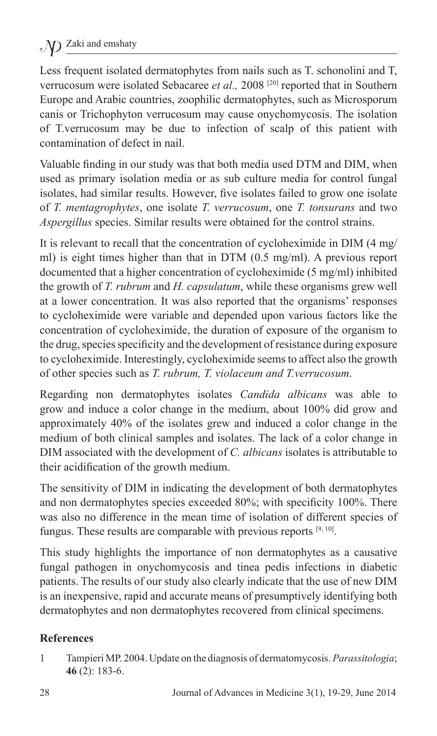Less frequent isolated dermatophytes from nails such as T. schonolini and T, verrucosum were isolated Sebacaree *et al.,* 2008 [20] reported that in Southern Europe and Arabic countries, zoophilic dermatophytes, such as Microsporum canis or Trichophyton verrucosum may cause onychomycosis. The isolation of T.verrucosum may be due to infection of scalp of this patient with contamination of defect in nail.

Valuable finding in our study was that both media used DTM and DIM, when used as primary isolation media or as sub culture media for control fungal isolates, had similar results. However, five isolates failed to grow one isolate of *T. mentagrophytes*, one isolate *T. verrucosum*, one *T. tonsurans* and two *Aspergillus* species. Similar results were obtained for the control strains.

It is relevant to recall that the concentration of cycloheximide in DIM (4 mg/ml) is eight times higher than that in DTM (0.5 mg/ml). A previous report documented that a higher concentration of cycloheximide (5 mg/ml) inhibited the growth of *T. rubrum* and *H. capsulatum*, while these organisms grew well at a lower concentration. It was also reported that the organisms' responses to cycloheximide were variable and depended upon various factors like the concentration of cycloheximide, the duration of exposure of the organism to the drug, species specificity and the development of resistance during exposure to cycloheximide. Interestingly, cycloheximide seems to affect also the growth of other species such as *T. rubrum, T. violaceum and T.verrucosum*.

Regarding non dermatophytes isolates *Candida albicans* was able to grow and induce a color change in the medium, about 100% did grow and approximately 40% of the isolates grew and induced a color change in the medium of both clinical samples and isolates. The lack of a color change in DIM associated with the development of *C. albicans* isolates is attributable to their acidification of the growth medium.

The sensitivity of DIM in indicating the development of both dermatophytes and non dermatophytes species exceeded 80%; with specificity 100%. There was also no difference in the mean time of isolation of different species of fungus. These results are comparable with previous reports [9, 10].

This study highlights the importance of non dermatophytes as a causative fungal pathogen in onychomycosis and tinea pedis infections in diabetic patients. The results of our study also clearly indicate that the use of new DIM is an inexpensive, rapid and accurate means of presumptively identifying both dermatophytes and non dermatophytes recovered from clinical specimens.

## References

1. Tampieri MP. 2004. Update on the diagnosis of dermatomycosis. *Parassitologia*; **46** (2): 183-6.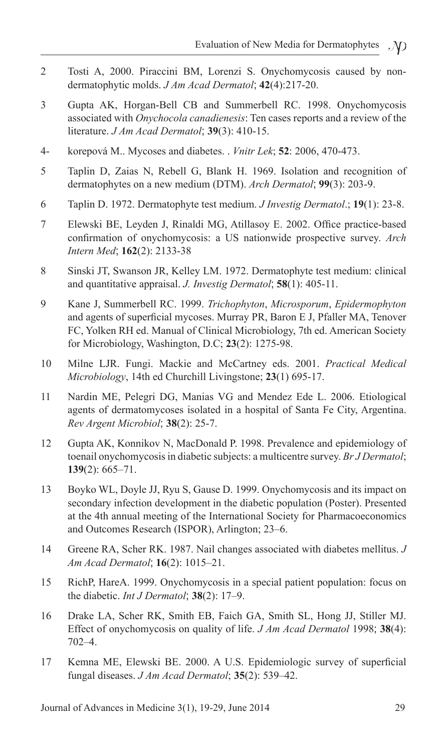2 Tosti A, 2000. Piraccini BM, Lorenzi S. Onychomycosis caused by non-dermatophytic molds. *J Am Acad Dermatol*; **42**(4):217-20.

3 Gupta AK, Horgan-Bell CB and Summerbell RC. 1998. Onychomycosis associated with *Onychocola canadienesis*: Ten cases reports and a review of the literature. *J Am Acad Dermatol*; **39**(3): 410-15.

4- korepová M.. Mycoses and diabetes. . *Vnitr Lek*; **52**: 2006, 470-473.

5 Taplin D, Zaias N, Rebell G, Blank H. 1969. Isolation and recognition of dermatophytes on a new medium (DTM). *Arch Dermatol*; **99**(3): 203-9.

6 Taplin D. 1972. Dermatophyte test medium. *J Investig Dermatol*.; **19**(1): 23-8.

7 Elewski BE, Leyden J, Rinaldi MG, Atillasoy E. 2002. Office practice-based confirmation of onychomycosis: a US nationwide prospective survey. *Arch Intern Med*; **162**(2): 2133-38

8 Sinski JT, Swanson JR, Kelley LM. 1972. Dermatophyte test medium: clinical and quantitative appraisal. *J. Investig Dermatol*; **58**(1): 405-11.

9 Kane J, Summerbell RC. 1999. *Trichophyton*, *Microsporum*, *Epidermophyton* and agents of superficial mycoses. Murray PR, Baron E J, Pfaller MA, Tenover FC, Yolken RH ed. Manual of Clinical Microbiology, 7th ed. American Society for Microbiology, Washington, D.C; **23**(2): 1275-98.

10 Milne LJR. Fungi. Mackie and McCartney eds. 2001. *Practical Medical Microbiology*, 14th ed Churchill Livingstone; **23**(1) 695-17.

11 Nardin ME, Pelegri DG, Manias VG and Mendez Ede L. 2006. Etiological agents of dermatomycoses isolated in a hospital of Santa Fe City, Argentina. *Rev Argent Microbiol*; **38**(2): 25-7.

12 Gupta AK, Konnikov N, MacDonald P. 1998. Prevalence and epidemiology of toenail onychomycosis in diabetic subjects: a multicentre survey. *Br J Dermatol*; **139**(2): 665–71.

13 Boyko WL, Doyle JJ, Ryu S, Gause D. 1999. Onychomycosis and its impact on secondary infection development in the diabetic population (Poster). Presented at the 4th annual meeting of the International Society for Pharmacoeconomics and Outcomes Research (ISPOR), Arlington; 23–6.

14 Greene RA, Scher RK. 1987. Nail changes associated with diabetes mellitus. *J Am Acad Dermatol*; **16**(2): 1015–21.

15 RichP, HareA. 1999. Onychomycosis in a special patient population: focus on the diabetic. *Int J Dermatol*; **38**(2): 17–9.

16 Drake LA, Scher RK, Smith EB, Faich GA, Smith SL, Hong JJ, Stiller MJ. Effect of onychomycosis on quality of life. *J Am Acad Dermatol* 1998; **38**(4): 702–4.

17 Kemna ME, Elewski BE. 2000. A U.S. Epidemiologic survey of superficial fungal diseases. *J Am Acad Dermatol*; **35**(2): 539–42.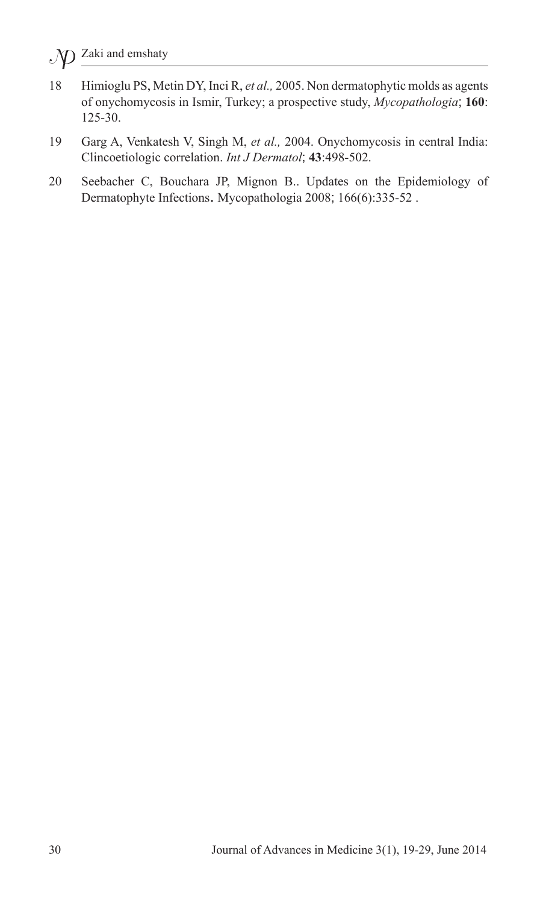18 Himioglu PS, Metin DY, Inci R, *et al.,* 2005. Non dermatophytic molds as agents of onychomycosis in Ismir, Turkey; a prospective study, *Mycopathologia*; **160**: 125-30.

19 Garg A, Venkatesh V, Singh M, *et al.,* 2004. Onychomycosis in central India: Clincoetiologic correlation. *Int J Dermatol*; **43**:498-502.

20 Seebacher C, Bouchara JP, Mignon B.. Updates on the Epidemiology of Dermatophyte Infections. Mycopathologia 2008; 166(6):335-52 .